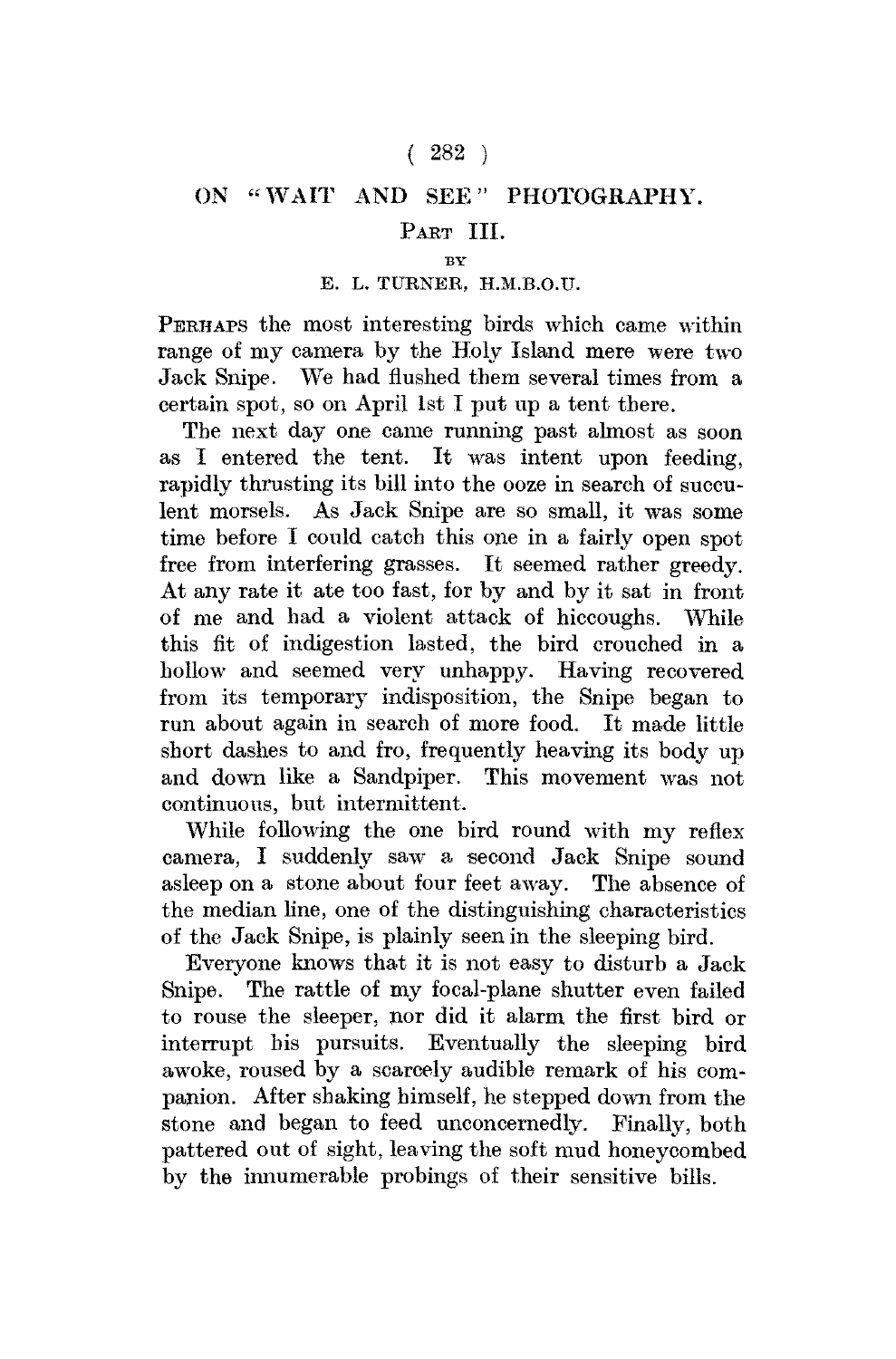# ON "WAIT AND SEE" PHOTOGRAPHY.

## PART III.

BY

E. L. TURNER, H.M.B.O.U.

PERHAPS the most interesting birds which came within range of my camera by the Holy Island mere were two Jack Snipe. We had flushed them several times from a certain spot, so on April 1st I put up a tent there.

The next day one came running past almost as soon as I entered the tent. It was intent upon feeding, rapidly thrusting its bill into the ooze in search of succulent morsels. As Jack Snipe are so small, it was some time before I could catch this one in a fairly open spot free from interfering grasses. It seemed rather greedy. At any rate it ate too fast, for by and by it sat in front of me and had a violent attack of hiccoughs. While this fit of indigestion lasted, the bird crouched in a hollow and seemed very unhappy. Having recovered from its temporary indisposition, the Snipe began to run about again in search of more food. It made little short dashes to and fro, frequently heaving its body up and down like a Sandpiper. This movement was not continuous, but intermittent.

While following the one bird round with my reflex camera, I suddenly saw a second Jack Snipe sound asleep on a stone about four feet away. The absence of the median line, one of the distinguishing characteristics of the Jack Snipe, is plainly seen in the sleeping bird.

Everyone knows that it is not easy to disturb a Jack Snipe. The rattle of my focal-plane shutter even failed to rouse the sleeper, nor did it alarm the first bird or interrupt his pursuits. Eventually the sleeping bird awoke, roused by a scarcely audible remark of his companion. After shaking himself, he stepped down from the stone and began to feed unconcernedly. Finally, both pattered out of sight, leaving the soft mud honeycombed by the innumerable probings of their sensitive bills.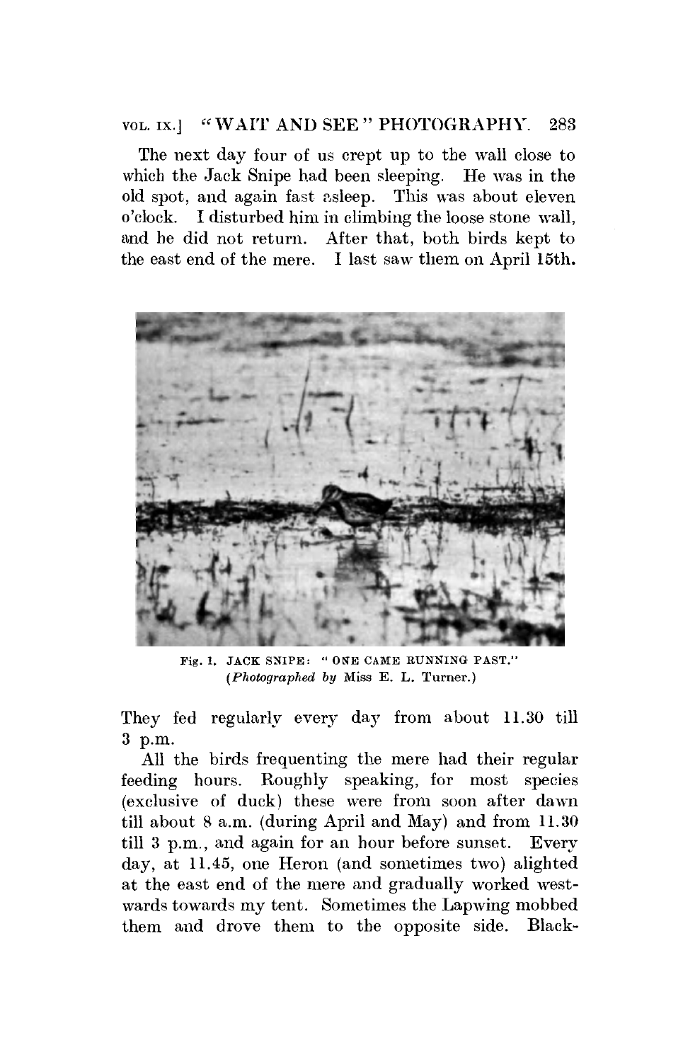The next day four of us crept up to the wall close to which the Jack Snipe had been sleeping. He was in the old spot, and again fast asleep. This was about eleven o'clock. I disturbed him in climbing the loose stone wall, and he did not return. After that, both birds kept to the east end of the mere. I last saw them on April 15th.

Fig. 1. JACK SNIPE: "ONE CAME RUNNING PAST."
(*Photographed by* Miss E. L. Turner.)

They fed regularly every day from about 11.30 till 3 p.m.

All the birds frequenting the mere had their regular feeding hours. Roughly speaking, for most species (exclusive of duck) these were from soon after dawn till about 8 a.m. (during April and May) and from 11.30 till 3 p.m., and again for an hour before sunset. Every day, at 11.45, one Heron (and sometimes two) alighted at the east end of the mere and gradually worked westwards towards my tent. Sometimes the Lapwing mobbed them and drove them to the opposite side. Black-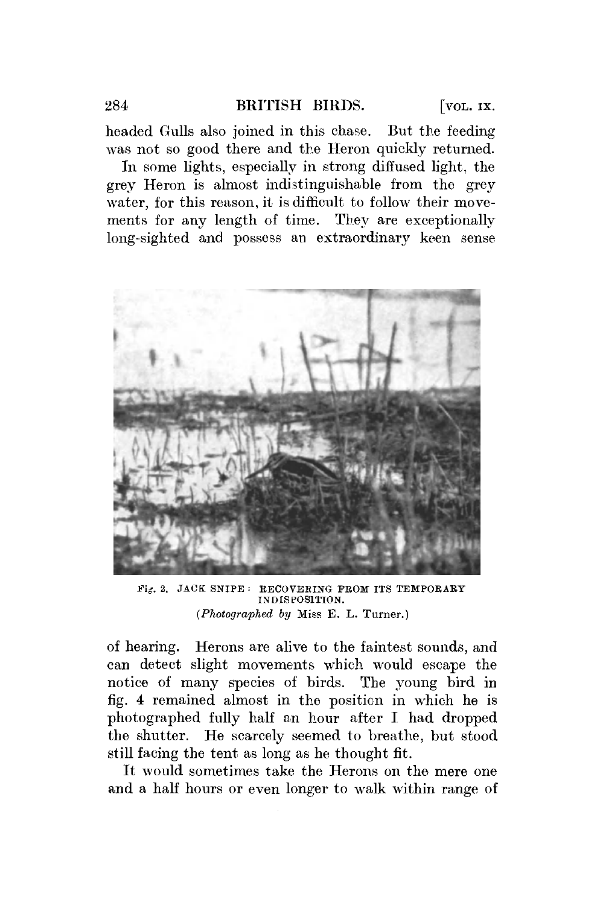headed Gulls also joined in this chase. But the feeding was not so good there and the Heron quickly returned.

In some lights, especially in strong diffused light, the grey Heron is almost indistinguishable from the grey water, for this reason, it is difficult to follow their movements for any length of time. They are exceptionally long-sighted and possess an extraordinary keen sense

Fig. 2. JACK SNIPE: RECOVERING FROM ITS TEMPORARY INDISPOSITION.
(*Photographed by* Miss E. L. Turner.)

of hearing. Herons are alive to the faintest sounds, and can detect slight movements which would escape the notice of many species of birds. The young bird in fig. 4 remained almost in the position in which he is photographed fully half an hour after I had dropped the shutter. He scarcely seemed to breathe, but stood still facing the tent as long as he thought fit.

It would sometimes take the Herons on the mere one and a half hours or even longer to walk within range of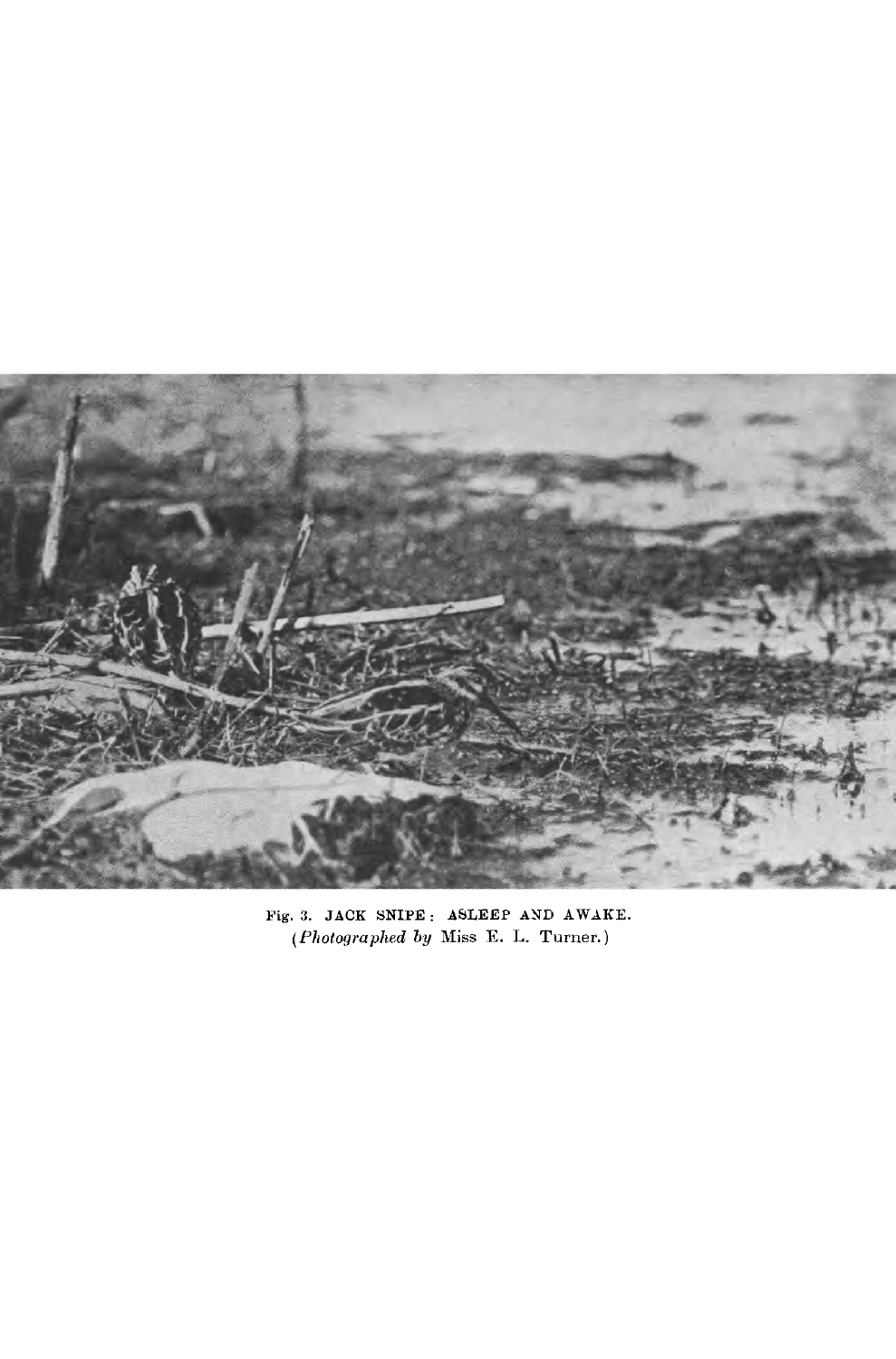Fig. 3. JACK SNIPE: ASLEEP AND AWAKE.
(*Photographed by* Miss E. L. Turner.)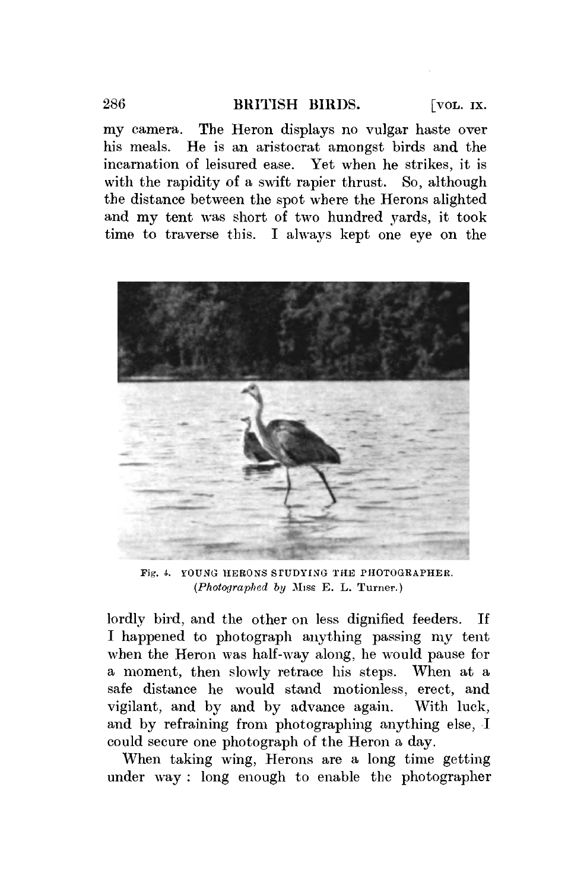my camera. The Heron displays no vulgar haste over his meals. He is an aristocrat amongst birds and the incarnation of leisured ease. Yet when he strikes, it is with the rapidity of a swift rapier thrust. So, although the distance between the spot where the Herons alighted and my tent was short of two hundred yards, it took time to traverse this. I always kept one eye on the

Fig. 4. YOUNG HERONS STUDYING THE PHOTOGRAPHER.
(*Photographed by* Miss E. L. Turner.)

lordly bird, and the other on less dignified feeders. If I happened to photograph anything passing my tent when the Heron was half-way along, he would pause for a moment, then slowly retrace his steps. When at a safe distance he would stand motionless, erect, and vigilant, and by and by advance again. With luck, and by refraining from photographing anything else, I could secure one photograph of the Heron a day.

When taking wing, Herons are a long time getting under way: long enough to enable the photographer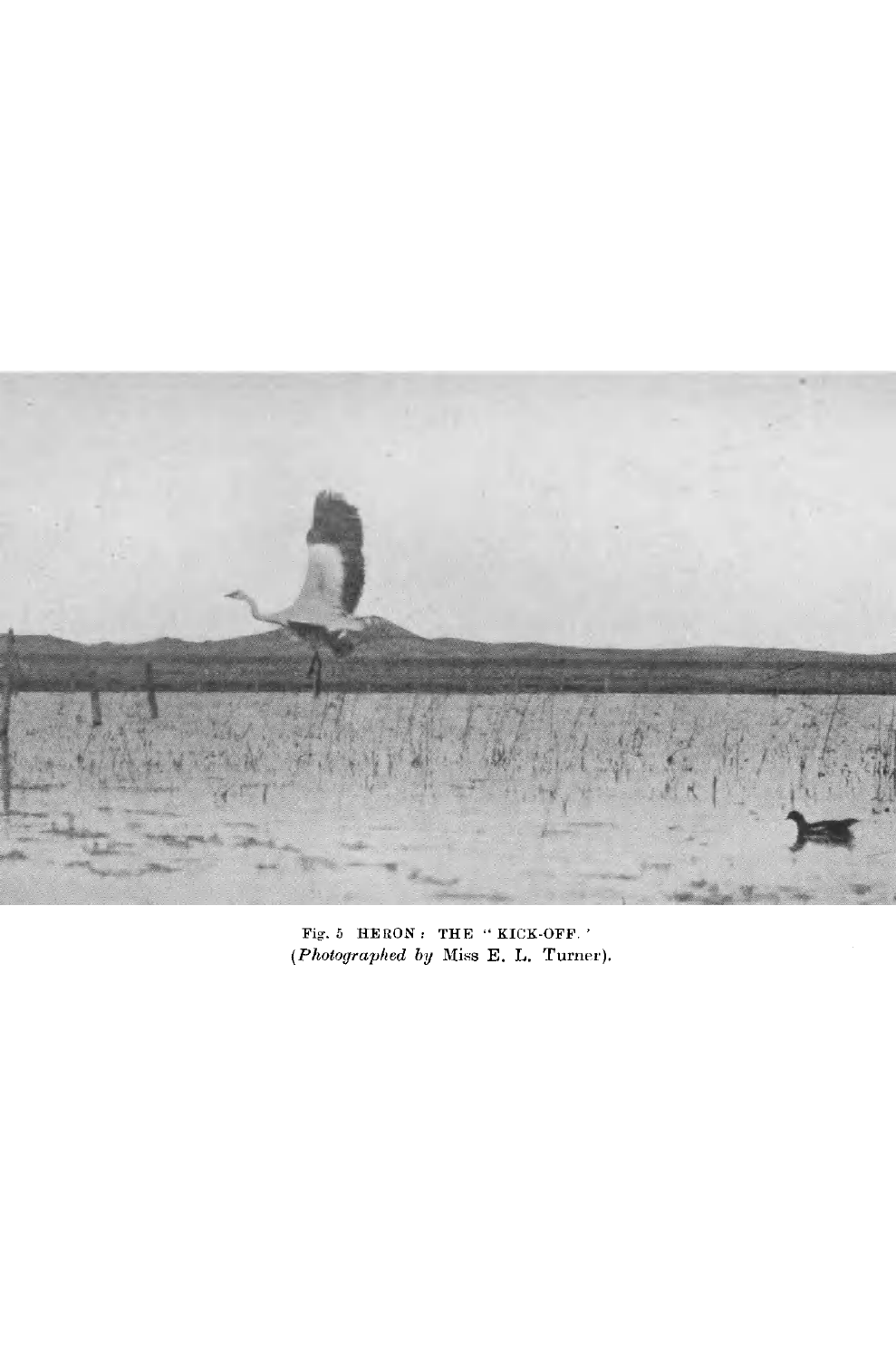Fig. 5 HERON: THE "KICK-OFF."
(*Photographed by* Miss E. L. Turner).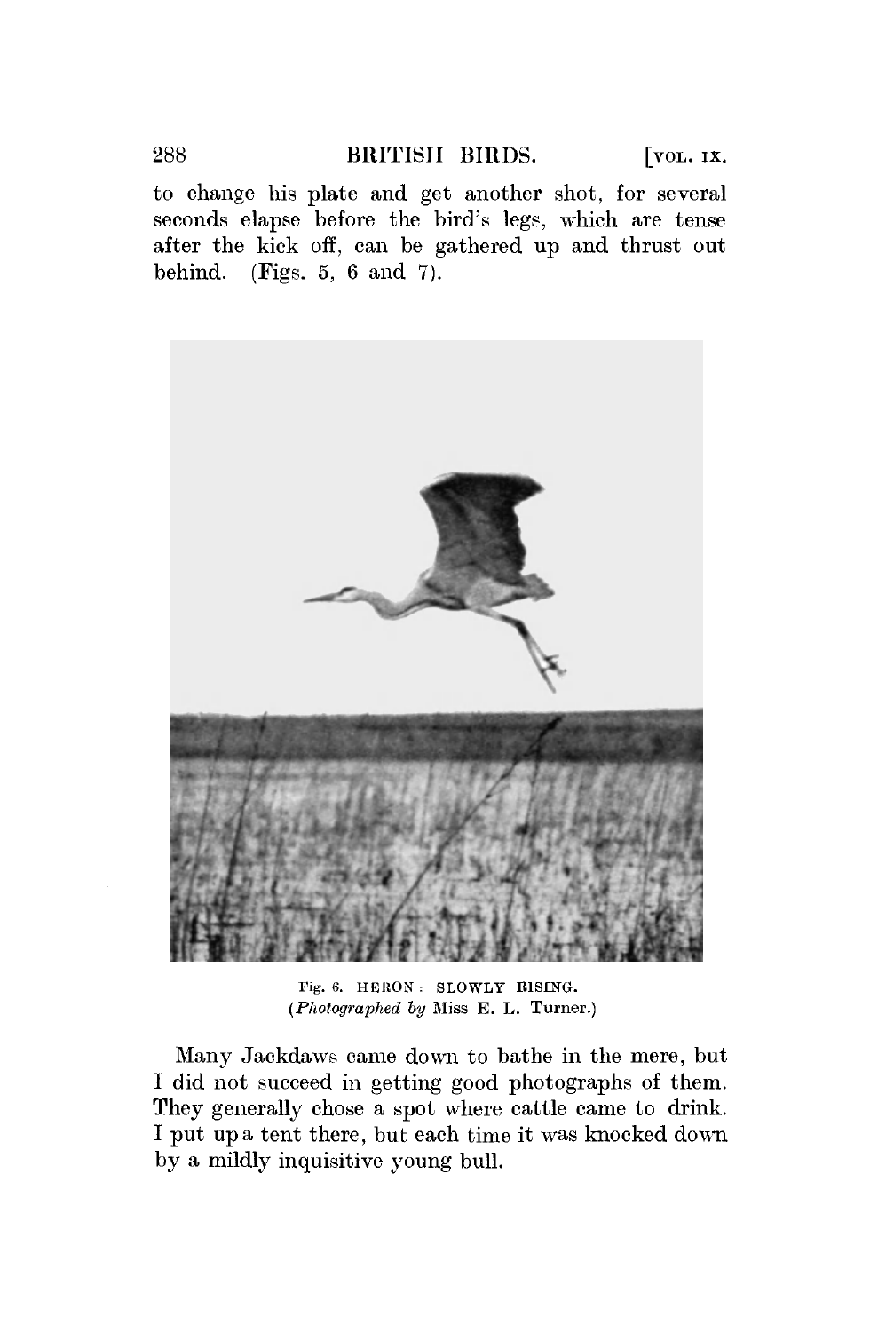to change his plate and get another shot, for several seconds elapse before the bird's legs, which are tense after the kick off, can be gathered up and thrust out behind. (Figs. 5, 6 and 7).

Fig. 6. HERON: SLOWLY RISING.
(*Photographed by* Miss E. L. Turner.)

Many Jackdaws came down to bathe in the mere, but I did not succeed in getting good photographs of them. They generally chose a spot where cattle came to drink. I put up a tent there, but each time it was knocked down by a mildly inquisitive young bull.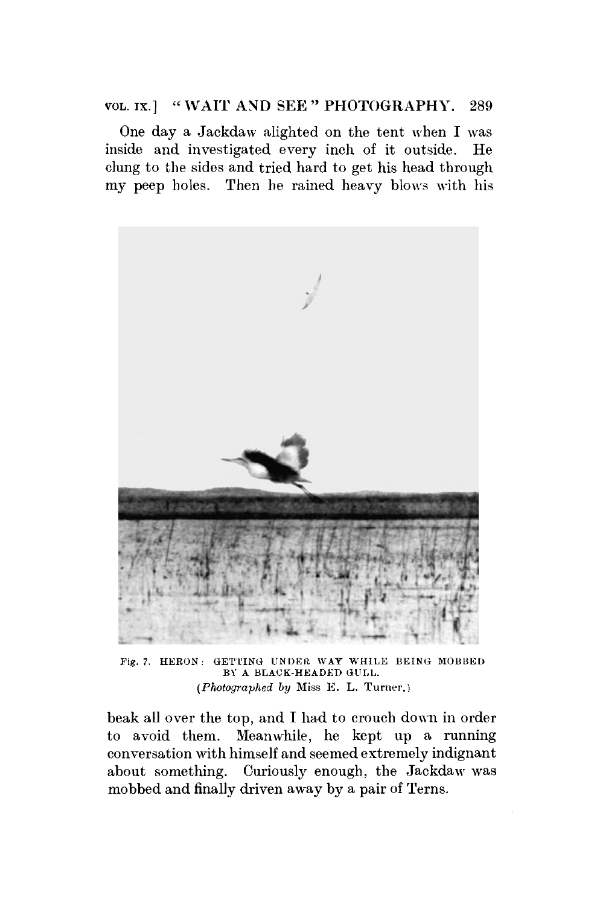One day a Jackdaw alighted on the tent when I was inside and investigated every inch of it outside. He clung to the sides and tried hard to get his head through my peep holes. Then he rained heavy blows with his

Fig. 7. HERON: GETTING UNDER WAY WHILE BEING MOBBED BY A BLACK-HEADED GULL.
(*Photographed by* Miss E. L. Turner.)

beak all over the top, and I had to crouch down in order to avoid them. Meanwhile, he kept up a running conversation with himself and seemed extremely indignant about something. Curiously enough, the Jackdaw was mobbed and finally driven away by a pair of Terns.